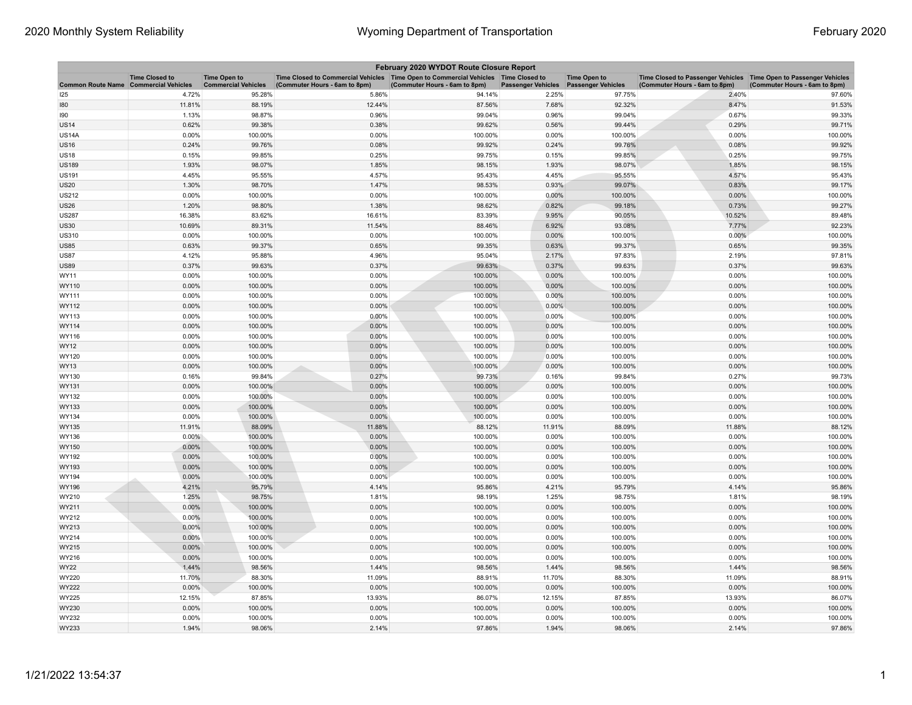| February 2020 WYDOT Route Closure Report | | | | | | | | |
|---|---|---|---|---|---|---|---|---|
| Common Route Name | Time Closed to Commercial Vehicles | Time Open to Commercial Vehicles | Time Closed to Commercial Vehicles (Commuter Hours - 6am to 8pm) | Time Open to Commercial Vehicles (Commuter Hours - 6am to 8pm) | Time Closed to Passenger Vehicles | Time Open to Passenger Vehicles | Time Closed to Passenger Vehicles (Commuter Hours - 6am to 8pm) | Time Open to Passenger Vehicles (Commuter Hours - 6am to 8pm) |
| I25 | 4.72% | 95.28% | 5.86% | 94.14% | 2.25% | 97.75% | 2.40% | 97.60% |
| I80 | 11.81% | 88.19% | 12.44% | 87.56% | 7.68% | 92.32% | 8.47% | 91.53% |
| I90 | 1.13% | 98.87% | 0.96% | 99.04% | 0.96% | 99.04% | 0.67% | 99.33% |
| US14 | 0.62% | 99.38% | 0.38% | 99.62% | 0.56% | 99.44% | 0.29% | 99.71% |
| US14A | 0.00% | 100.00% | 0.00% | 100.00% | 0.00% | 100.00% | 0.00% | 100.00% |
| US16 | 0.24% | 99.76% | 0.08% | 99.92% | 0.24% | 99.76% | 0.08% | 99.92% |
| US18 | 0.15% | 99.85% | 0.25% | 99.75% | 0.15% | 99.85% | 0.25% | 99.75% |
| US189 | 1.93% | 98.07% | 1.85% | 98.15% | 1.93% | 98.07% | 1.85% | 98.15% |
| US191 | 4.45% | 95.55% | 4.57% | 95.43% | 4.45% | 95.55% | 4.57% | 95.43% |
| US20 | 1.30% | 98.70% | 1.47% | 98.53% | 0.93% | 99.07% | 0.83% | 99.17% |
| US212 | 0.00% | 100.00% | 0.00% | 100.00% | 0.00% | 100.00% | 0.00% | 100.00% |
| US26 | 1.20% | 98.80% | 1.38% | 98.62% | 0.82% | 99.18% | 0.73% | 99.27% |
| US287 | 16.38% | 83.62% | 16.61% | 83.39% | 9.95% | 90.05% | 10.52% | 89.48% |
| US30 | 10.69% | 89.31% | 11.54% | 88.46% | 6.92% | 93.08% | 7.77% | 92.23% |
| US310 | 0.00% | 100.00% | 0.00% | 100.00% | 0.00% | 100.00% | 0.00% | 100.00% |
| US85 | 0.63% | 99.37% | 0.65% | 99.35% | 0.63% | 99.37% | 0.65% | 99.35% |
| US87 | 4.12% | 95.88% | 4.96% | 95.04% | 2.17% | 97.83% | 2.19% | 97.81% |
| US89 | 0.37% | 99.63% | 0.37% | 99.63% | 0.37% | 99.63% | 0.37% | 99.63% |
| WY11 | 0.00% | 100.00% | 0.00% | 100.00% | 0.00% | 100.00% | 0.00% | 100.00% |
| WY110 | 0.00% | 100.00% | 0.00% | 100.00% | 0.00% | 100.00% | 0.00% | 100.00% |
| WY111 | 0.00% | 100.00% | 0.00% | 100.00% | 0.00% | 100.00% | 0.00% | 100.00% |
| WY112 | 0.00% | 100.00% | 0.00% | 100.00% | 0.00% | 100.00% | 0.00% | 100.00% |
| WY113 | 0.00% | 100.00% | 0.00% | 100.00% | 0.00% | 100.00% | 0.00% | 100.00% |
| WY114 | 0.00% | 100.00% | 0.00% | 100.00% | 0.00% | 100.00% | 0.00% | 100.00% |
| WY116 | 0.00% | 100.00% | 0.00% | 100.00% | 0.00% | 100.00% | 0.00% | 100.00% |
| WY12 | 0.00% | 100.00% | 0.00% | 100.00% | 0.00% | 100.00% | 0.00% | 100.00% |
| WY120 | 0.00% | 100.00% | 0.00% | 100.00% | 0.00% | 100.00% | 0.00% | 100.00% |
| WY13 | 0.00% | 100.00% | 0.00% | 100.00% | 0.00% | 100.00% | 0.00% | 100.00% |
| WY130 | 0.16% | 99.84% | 0.27% | 99.73% | 0.16% | 99.84% | 0.27% | 99.73% |
| WY131 | 0.00% | 100.00% | 0.00% | 100.00% | 0.00% | 100.00% | 0.00% | 100.00% |
| WY132 | 0.00% | 100.00% | 0.00% | 100.00% | 0.00% | 100.00% | 0.00% | 100.00% |
| WY133 | 0.00% | 100.00% | 0.00% | 100.00% | 0.00% | 100.00% | 0.00% | 100.00% |
| WY134 | 0.00% | 100.00% | 0.00% | 100.00% | 0.00% | 100.00% | 0.00% | 100.00% |
| WY135 | 11.91% | 88.09% | 11.88% | 88.12% | 11.91% | 88.09% | 11.88% | 88.12% |
| WY136 | 0.00% | 100.00% | 0.00% | 100.00% | 0.00% | 100.00% | 0.00% | 100.00% |
| WY150 | 0.00% | 100.00% | 0.00% | 100.00% | 0.00% | 100.00% | 0.00% | 100.00% |
| WY192 | 0.00% | 100.00% | 0.00% | 100.00% | 0.00% | 100.00% | 0.00% | 100.00% |
| WY193 | 0.00% | 100.00% | 0.00% | 100.00% | 0.00% | 100.00% | 0.00% | 100.00% |
| WY194 | 0.00% | 100.00% | 0.00% | 100.00% | 0.00% | 100.00% | 0.00% | 100.00% |
| WY196 | 4.21% | 95.79% | 4.14% | 95.86% | 4.21% | 95.79% | 4.14% | 95.86% |
| WY210 | 1.25% | 98.75% | 1.81% | 98.19% | 1.25% | 98.75% | 1.81% | 98.19% |
| WY211 | 0.00% | 100.00% | 0.00% | 100.00% | 0.00% | 100.00% | 0.00% | 100.00% |
| WY212 | 0.00% | 100.00% | 0.00% | 100.00% | 0.00% | 100.00% | 0.00% | 100.00% |
| WY213 | 0.00% | 100.00% | 0.00% | 100.00% | 0.00% | 100.00% | 0.00% | 100.00% |
| WY214 | 0.00% | 100.00% | 0.00% | 100.00% | 0.00% | 100.00% | 0.00% | 100.00% |
| WY215 | 0.00% | 100.00% | 0.00% | 100.00% | 0.00% | 100.00% | 0.00% | 100.00% |
| WY216 | 0.00% | 100.00% | 0.00% | 100.00% | 0.00% | 100.00% | 0.00% | 100.00% |
| WY22 | 1.44% | 98.56% | 1.44% | 98.56% | 1.44% | 98.56% | 1.44% | 98.56% |
| WY220 | 11.70% | 88.30% | 11.09% | 88.91% | 11.70% | 88.30% | 11.09% | 88.91% |
| WY222 | 0.00% | 100.00% | 0.00% | 100.00% | 0.00% | 100.00% | 0.00% | 100.00% |
| WY225 | 12.15% | 87.85% | 13.93% | 86.07% | 12.15% | 87.85% | 13.93% | 86.07% |
| WY230 | 0.00% | 100.00% | 0.00% | 100.00% | 0.00% | 100.00% | 0.00% | 100.00% |
| WY232 | 0.00% | 100.00% | 0.00% | 100.00% | 0.00% | 100.00% | 0.00% | 100.00% |
| WY233 | 1.94% | 98.06% | 2.14% | 97.86% | 1.94% | 98.06% | 2.14% | 97.86% |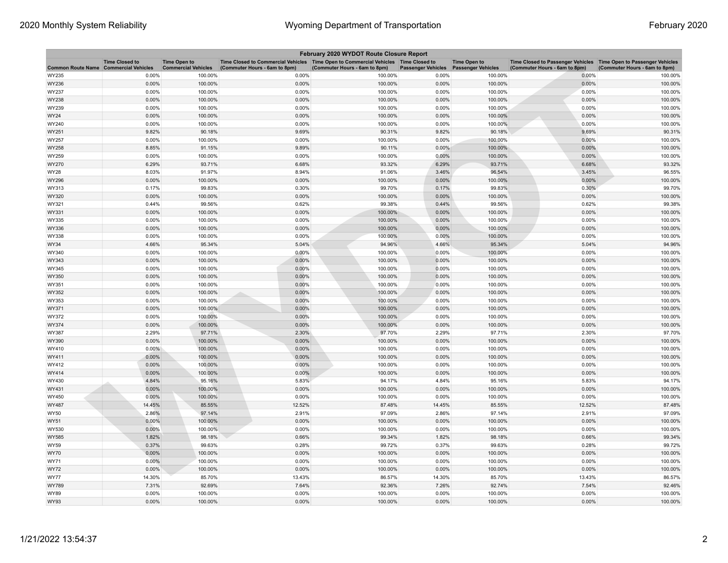| February 2020 WYDOT Route Closure Report | | | | | | | | |
|---|---|---|---|---|---|---|---|---|
| Common Route Name | Time Closed to Commercial Vehicles | Time Open to Commercial Vehicles | Time Closed to Commercial Vehicles (Commuter Hours - 6am to 8pm) | Time Open to Commercial Vehicles (Commuter Hours - 6am to 8pm) | Time Closed to Passenger Vehicles | Time Open to Passenger Vehicles | Time Closed to Passenger Vehicles (Commuter Hours - 6am to 8pm) | Time Open to Passenger Vehicles (Commuter Hours - 6am to 8pm) |
| WY235 | 0.00% | 100.00% | 0.00% | 100.00% | 0.00% | 100.00% | 0.00% | 100.00% |
| WY236 | 0.00% | 100.00% | 0.00% | 100.00% | 0.00% | 100.00% | 0.00% | 100.00% |
| WY237 | 0.00% | 100.00% | 0.00% | 100.00% | 0.00% | 100.00% | 0.00% | 100.00% |
| WY238 | 0.00% | 100.00% | 0.00% | 100.00% | 0.00% | 100.00% | 0.00% | 100.00% |
| WY239 | 0.00% | 100.00% | 0.00% | 100.00% | 0.00% | 100.00% | 0.00% | 100.00% |
| WY24 | 0.00% | 100.00% | 0.00% | 100.00% | 0.00% | 100.00% | 0.00% | 100.00% |
| WY240 | 0.00% | 100.00% | 0.00% | 100.00% | 0.00% | 100.00% | 0.00% | 100.00% |
| WY251 | 9.82% | 90.18% | 9.69% | 90.31% | 9.82% | 90.18% | 9.69% | 90.31% |
| WY257 | 0.00% | 100.00% | 0.00% | 100.00% | 0.00% | 100.00% | 0.00% | 100.00% |
| WY258 | 8.85% | 91.15% | 9.89% | 90.11% | 0.00% | 100.00% | 0.00% | 100.00% |
| WY259 | 0.00% | 100.00% | 0.00% | 100.00% | 0.00% | 100.00% | 0.00% | 100.00% |
| WY270 | 6.29% | 93.71% | 6.68% | 93.32% | 6.29% | 93.71% | 6.68% | 93.32% |
| WY28 | 8.03% | 91.97% | 8.94% | 91.06% | 3.46% | 96.54% | 3.45% | 96.55% |
| WY296 | 0.00% | 100.00% | 0.00% | 100.00% | 0.00% | 100.00% | 0.00% | 100.00% |
| WY313 | 0.17% | 99.83% | 0.30% | 99.70% | 0.17% | 99.83% | 0.30% | 99.70% |
| WY320 | 0.00% | 100.00% | 0.00% | 100.00% | 0.00% | 100.00% | 0.00% | 100.00% |
| WY321 | 0.44% | 99.56% | 0.62% | 99.38% | 0.44% | 99.56% | 0.62% | 99.38% |
| WY331 | 0.00% | 100.00% | 0.00% | 100.00% | 0.00% | 100.00% | 0.00% | 100.00% |
| WY335 | 0.00% | 100.00% | 0.00% | 100.00% | 0.00% | 100.00% | 0.00% | 100.00% |
| WY336 | 0.00% | 100.00% | 0.00% | 100.00% | 0.00% | 100.00% | 0.00% | 100.00% |
| WY338 | 0.00% | 100.00% | 0.00% | 100.00% | 0.00% | 100.00% | 0.00% | 100.00% |
| WY34 | 4.66% | 95.34% | 5.04% | 94.96% | 4.66% | 95.34% | 5.04% | 94.96% |
| WY340 | 0.00% | 100.00% | 0.00% | 100.00% | 0.00% | 100.00% | 0.00% | 100.00% |
| WY343 | 0.00% | 100.00% | 0.00% | 100.00% | 0.00% | 100.00% | 0.00% | 100.00% |
| WY345 | 0.00% | 100.00% | 0.00% | 100.00% | 0.00% | 100.00% | 0.00% | 100.00% |
| WY350 | 0.00% | 100.00% | 0.00% | 100.00% | 0.00% | 100.00% | 0.00% | 100.00% |
| WY351 | 0.00% | 100.00% | 0.00% | 100.00% | 0.00% | 100.00% | 0.00% | 100.00% |
| WY352 | 0.00% | 100.00% | 0.00% | 100.00% | 0.00% | 100.00% | 0.00% | 100.00% |
| WY353 | 0.00% | 100.00% | 0.00% | 100.00% | 0.00% | 100.00% | 0.00% | 100.00% |
| WY371 | 0.00% | 100.00% | 0.00% | 100.00% | 0.00% | 100.00% | 0.00% | 100.00% |
| WY372 | 0.00% | 100.00% | 0.00% | 100.00% | 0.00% | 100.00% | 0.00% | 100.00% |
| WY374 | 0.00% | 100.00% | 0.00% | 100.00% | 0.00% | 100.00% | 0.00% | 100.00% |
| WY387 | 2.29% | 97.71% | 2.30% | 97.70% | 2.29% | 97.71% | 2.30% | 97.70% |
| WY390 | 0.00% | 100.00% | 0.00% | 100.00% | 0.00% | 100.00% | 0.00% | 100.00% |
| WY410 | 0.00% | 100.00% | 0.00% | 100.00% | 0.00% | 100.00% | 0.00% | 100.00% |
| WY411 | 0.00% | 100.00% | 0.00% | 100.00% | 0.00% | 100.00% | 0.00% | 100.00% |
| WY412 | 0.00% | 100.00% | 0.00% | 100.00% | 0.00% | 100.00% | 0.00% | 100.00% |
| WY414 | 0.00% | 100.00% | 0.00% | 100.00% | 0.00% | 100.00% | 0.00% | 100.00% |
| WY430 | 4.84% | 95.16% | 5.83% | 94.17% | 4.84% | 95.16% | 5.83% | 94.17% |
| WY431 | 0.00% | 100.00% | 0.00% | 100.00% | 0.00% | 100.00% | 0.00% | 100.00% |
| WY450 | 0.00% | 100.00% | 0.00% | 100.00% | 0.00% | 100.00% | 0.00% | 100.00% |
| WY487 | 14.45% | 85.55% | 12.52% | 87.48% | 14.45% | 85.55% | 12.52% | 87.48% |
| WY50 | 2.86% | 97.14% | 2.91% | 97.09% | 2.86% | 97.14% | 2.91% | 97.09% |
| WY51 | 0.00% | 100.00% | 0.00% | 100.00% | 0.00% | 100.00% | 0.00% | 100.00% |
| WY530 | 0.00% | 100.00% | 0.00% | 100.00% | 0.00% | 100.00% | 0.00% | 100.00% |
| WY585 | 1.82% | 98.18% | 0.66% | 99.34% | 1.82% | 98.18% | 0.66% | 99.34% |
| WY59 | 0.37% | 99.63% | 0.28% | 99.72% | 0.37% | 99.63% | 0.28% | 99.72% |
| WY70 | 0.00% | 100.00% | 0.00% | 100.00% | 0.00% | 100.00% | 0.00% | 100.00% |
| WY71 | 0.00% | 100.00% | 0.00% | 100.00% | 0.00% | 100.00% | 0.00% | 100.00% |
| WY72 | 0.00% | 100.00% | 0.00% | 100.00% | 0.00% | 100.00% | 0.00% | 100.00% |
| WY77 | 14.30% | 85.70% | 13.43% | 86.57% | 14.30% | 85.70% | 13.43% | 86.57% |
| WY789 | 7.31% | 92.69% | 7.64% | 92.36% | 7.26% | 92.74% | 7.54% | 92.46% |
| WY89 | 0.00% | 100.00% | 0.00% | 100.00% | 0.00% | 100.00% | 0.00% | 100.00% |
| WY93 | 0.00% | 100.00% | 0.00% | 100.00% | 0.00% | 100.00% | 0.00% | 100.00% |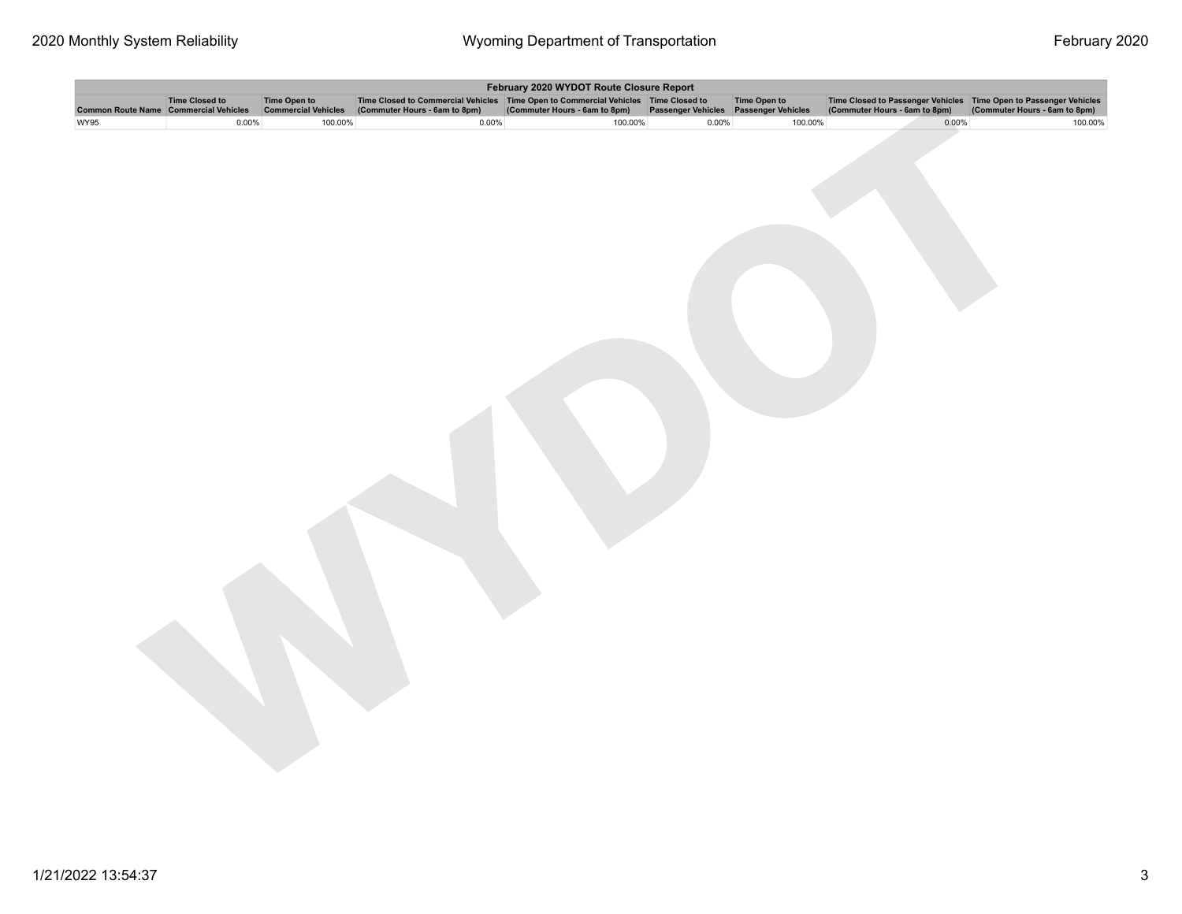| February 2020 WYDOT Route Closure Report | | | | | | | | |
|---|---|---|---|---|---|---|---|---|
| Common Route Name | Time Closed to Commercial Vehicles | Time Open to Commercial Vehicles | Time Closed to Commercial Vehicles (Commuter Hours - 6am to 8pm) | Time Open to Commercial Vehicles (Commuter Hours - 6am to 8pm) | Time Closed to Passenger Vehicles | Time Open to Passenger Vehicles | Time Closed to Passenger Vehicles (Commuter Hours - 6am to 8pm) | Time Open to Passenger Vehicles (Commuter Hours - 6am to 8pm) |
| WY95 | 0.00% | 100.00% | 0.00% | 100.00% | 0.00% | 100.00% | 0.00% | 100.00% |